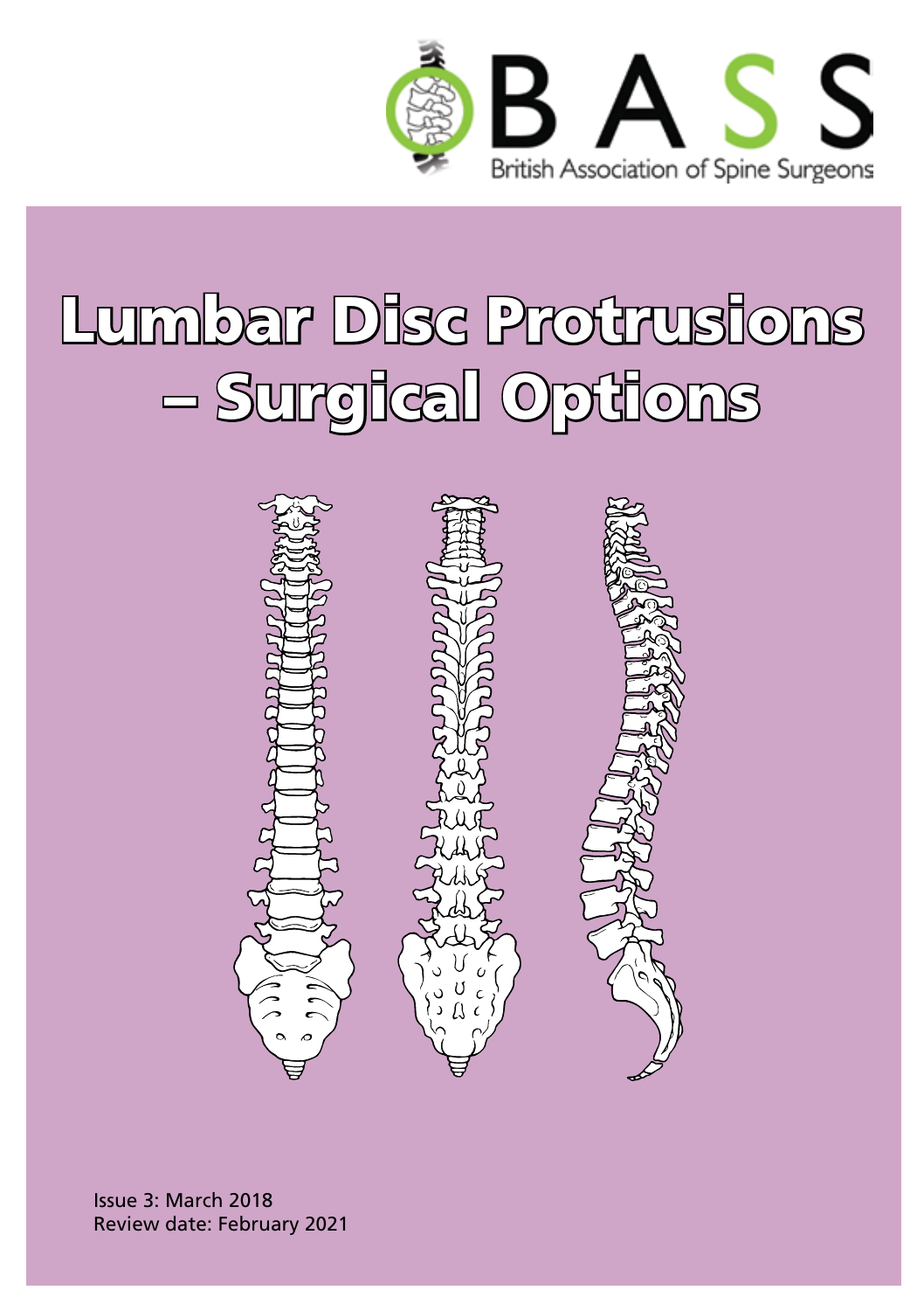BASS

British Association of Spine Surgeons

# Lumbar Disc Protrusions – Surgical Options

Issue 3: March 2018
Review date: February 2021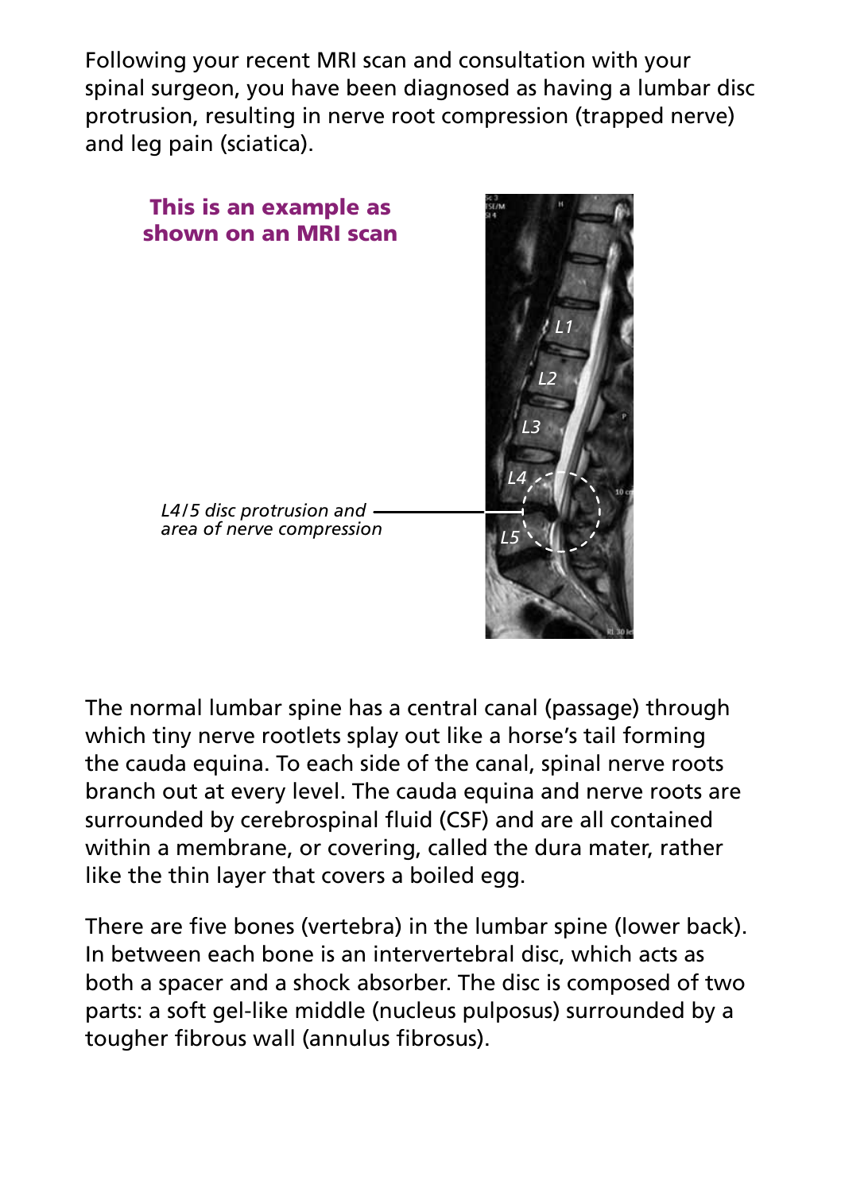Following your recent MRI scan and consultation with your spinal surgeon, you have been diagnosed as having a lumbar disc protrusion, resulting in nerve root compression (trapped nerve) and leg pain (sciatica).

**This is an example as shown on an MRI scan**

*L4/5 disc protrusion and area of nerve compression*

The normal lumbar spine has a central canal (passage) through which tiny nerve rootlets splay out like a horse's tail forming the cauda equina. To each side of the canal, spinal nerve roots branch out at every level. The cauda equina and nerve roots are surrounded by cerebrospinal fluid (CSF) and are all contained within a membrane, or covering, called the dura mater, rather like the thin layer that covers a boiled egg.

There are five bones (vertebra) in the lumbar spine (lower back). In between each bone is an intervertebral disc, which acts as both a spacer and a shock absorber. The disc is composed of two parts: a soft gel-like middle (nucleus pulposus) surrounded by a tougher fibrous wall (annulus fibrosus).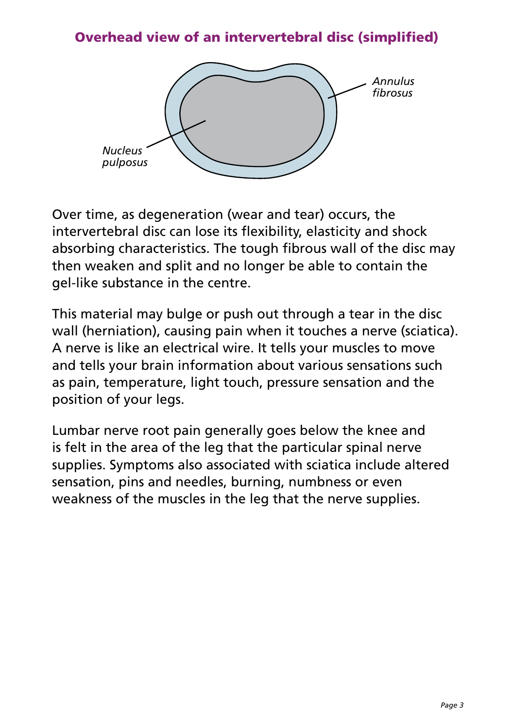## Overhead view of an intervertebral disc (simplified)

*Annulus fibrosus*

*Nucleus pulposus*

Over time, as degeneration (wear and tear) occurs, the intervertebral disc can lose its flexibility, elasticity and shock absorbing characteristics. The tough fibrous wall of the disc may then weaken and split and no longer be able to contain the gel-like substance in the centre.

This material may bulge or push out through a tear in the disc wall (herniation), causing pain when it touches a nerve (sciatica). A nerve is like an electrical wire. It tells your muscles to move and tells your brain information about various sensations such as pain, temperature, light touch, pressure sensation and the position of your legs.

Lumbar nerve root pain generally goes below the knee and is felt in the area of the leg that the particular spinal nerve supplies. Symptoms also associated with sciatica include altered sensation, pins and needles, burning, numbness or even weakness of the muscles in the leg that the nerve supplies.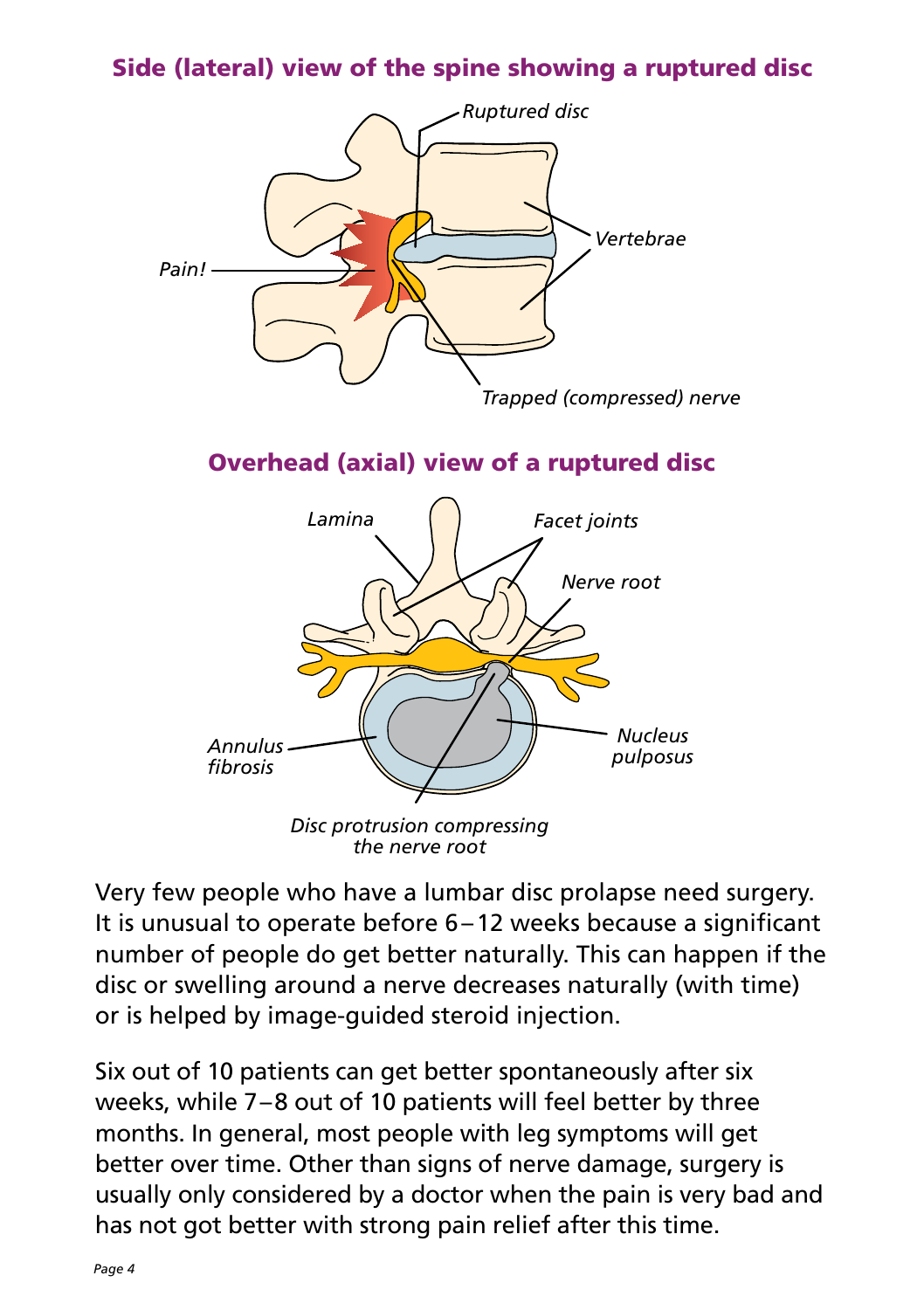## Side (lateral) view of the spine showing a ruptured disc

*Ruptured disc*

*Vertebrae*

*Pain!*

*Trapped (compressed) nerve*

## Overhead (axial) view of a ruptured disc

*Lamina*

*Facet joints*

*Nerve root*

*Annulus fibrosis*

*Nucleus pulposus*

*Disc protrusion compressing the nerve root*

Very few people who have a lumbar disc prolapse need surgery. It is unusual to operate before 6 – 12 weeks because a significant number of people do get better naturally. This can happen if the disc or swelling around a nerve decreases naturally (with time) or is helped by image-guided steroid injection.

Six out of 10 patients can get better spontaneously after six weeks, while 7 – 8 out of 10 patients will feel better by three months. In general, most people with leg symptoms will get better over time. Other than signs of nerve damage, surgery is usually only considered by a doctor when the pain is very bad and has not got better with strong pain relief after this time.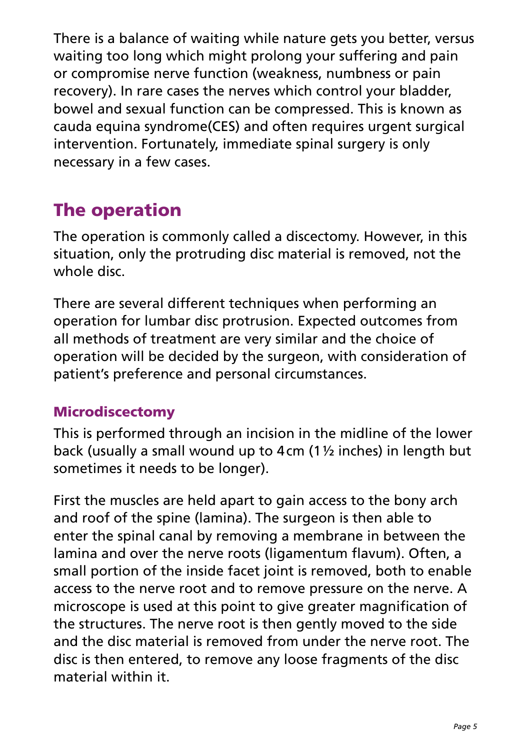There is a balance of waiting while nature gets you better, versus waiting too long which might prolong your suffering and pain or compromise nerve function (weakness, numbness or pain recovery). In rare cases the nerves which control your bladder, bowel and sexual function can be compressed. This is known as cauda equina syndrome(CES) and often requires urgent surgical intervention. Fortunately, immediate spinal surgery is only necessary in a few cases.

## The operation

The operation is commonly called a discectomy. However, in this situation, only the protruding disc material is removed, not the whole disc.

There are several different techniques when performing an operation for lumbar disc protrusion. Expected outcomes from all methods of treatment are very similar and the choice of operation will be decided by the surgeon, with consideration of patient's preference and personal circumstances.

### Microdiscectomy

This is performed through an incision in the midline of the lower back (usually a small wound up to 4 cm (1½ inches) in length but sometimes it needs to be longer).

First the muscles are held apart to gain access to the bony arch and roof of the spine (lamina). The surgeon is then able to enter the spinal canal by removing a membrane in between the lamina and over the nerve roots (ligamentum flavum). Often, a small portion of the inside facet joint is removed, both to enable access to the nerve root and to remove pressure on the nerve. A microscope is used at this point to give greater magnification of the structures. The nerve root is then gently moved to the side and the disc material is removed from under the nerve root. The disc is then entered, to remove any loose fragments of the disc material within it.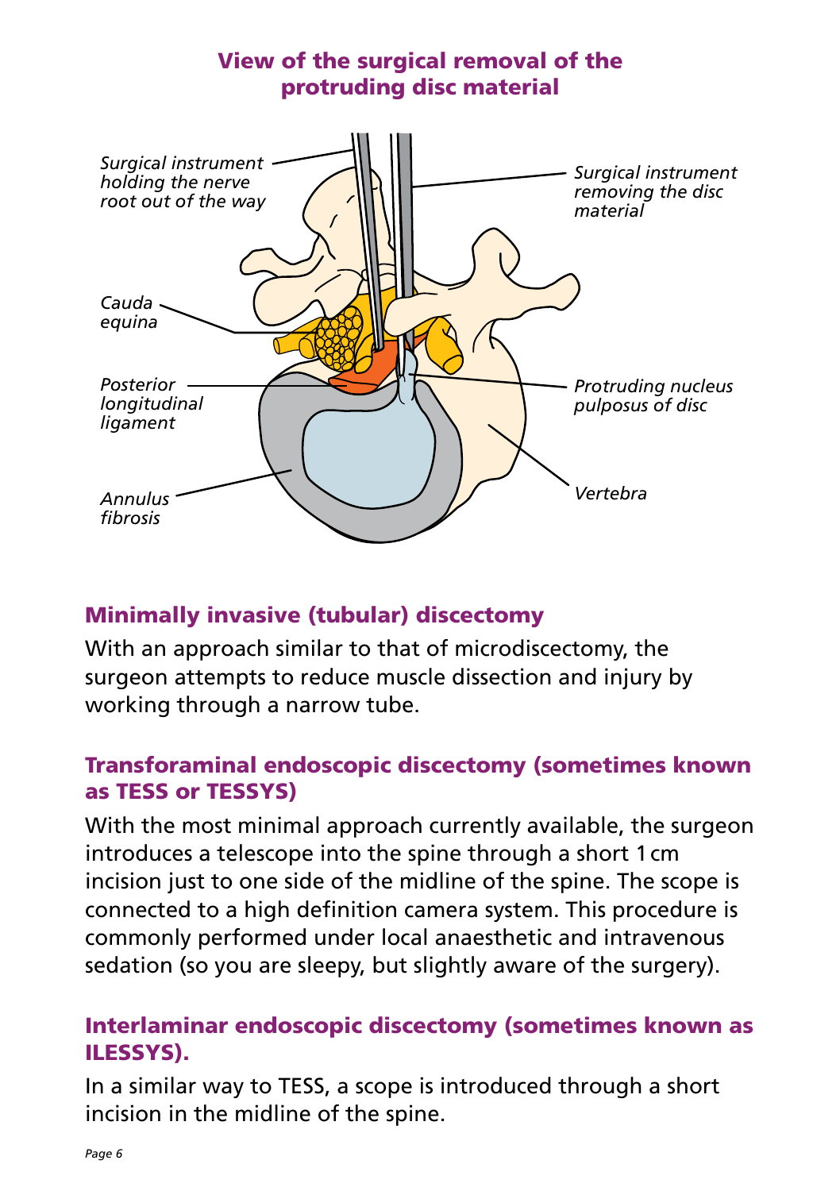## View of the surgical removal of the protruding disc material

Surgical instrument holding the nerve root out of the way

Surgical instrument removing the disc material

Cauda equina

Posterior longitudinal ligament

Protruding nucleus pulposus of disc

Vertebra

Annulus fibrosis

## Minimally invasive (tubular) discectomy

With an approach similar to that of microdiscectomy, the surgeon attempts to reduce muscle dissection and injury by working through a narrow tube.

## Transforaminal endoscopic discectomy (sometimes known as TESS or TESSYS)

With the most minimal approach currently available, the surgeon introduces a telescope into the spine through a short 1 cm incision just to one side of the midline of the spine. The scope is connected to a high definition camera system. This procedure is commonly performed under local anaesthetic and intravenous sedation (so you are sleepy, but slightly aware of the surgery).

## Interlaminar endoscopic discectomy (sometimes known as ILESSYS).

In a similar way to TESS, a scope is introduced through a short incision in the midline of the spine.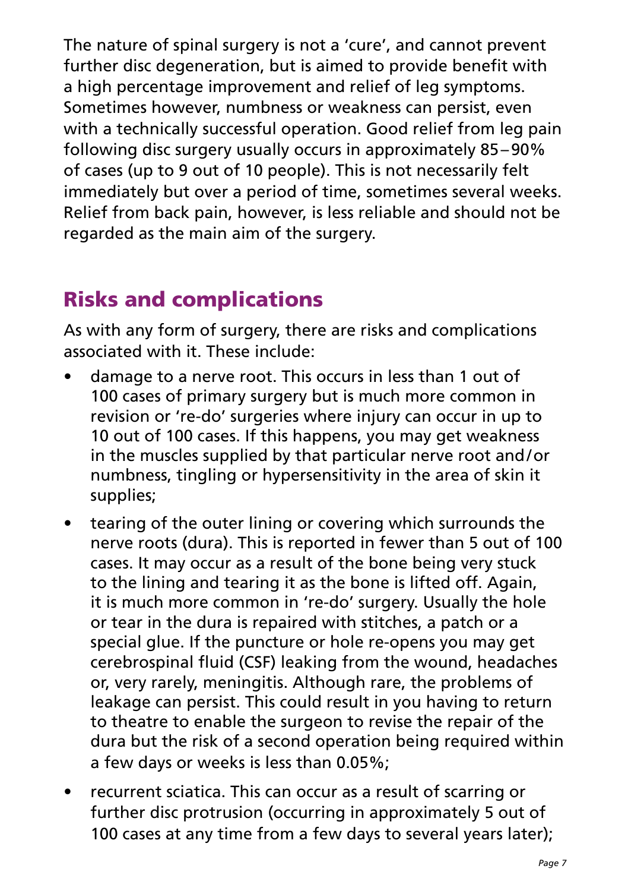The nature of spinal surgery is not a 'cure', and cannot prevent further disc degeneration, but is aimed to provide benefit with a high percentage improvement and relief of leg symptoms. Sometimes however, numbness or weakness can persist, even with a technically successful operation. Good relief from leg pain following disc surgery usually occurs in approximately 85–90% of cases (up to 9 out of 10 people). This is not necessarily felt immediately but over a period of time, sometimes several weeks. Relief from back pain, however, is less reliable and should not be regarded as the main aim of the surgery.

## Risks and complications

As with any form of surgery, there are risks and complications associated with it. These include:

- damage to a nerve root. This occurs in less than 1 out of 100 cases of primary surgery but is much more common in revision or 're-do' surgeries where injury can occur in up to 10 out of 100 cases. If this happens, you may get weakness in the muscles supplied by that particular nerve root and/or numbness, tingling or hypersensitivity in the area of skin it supplies;
- tearing of the outer lining or covering which surrounds the nerve roots (dura). This is reported in fewer than 5 out of 100 cases. It may occur as a result of the bone being very stuck to the lining and tearing it as the bone is lifted off. Again, it is much more common in 're-do' surgery. Usually the hole or tear in the dura is repaired with stitches, a patch or a special glue. If the puncture or hole re-opens you may get cerebrospinal fluid (CSF) leaking from the wound, headaches or, very rarely, meningitis. Although rare, the problems of leakage can persist. This could result in you having to return to theatre to enable the surgeon to revise the repair of the dura but the risk of a second operation being required within a few days or weeks is less than 0.05%;
- recurrent sciatica. This can occur as a result of scarring or further disc protrusion (occurring in approximately 5 out of 100 cases at any time from a few days to several years later);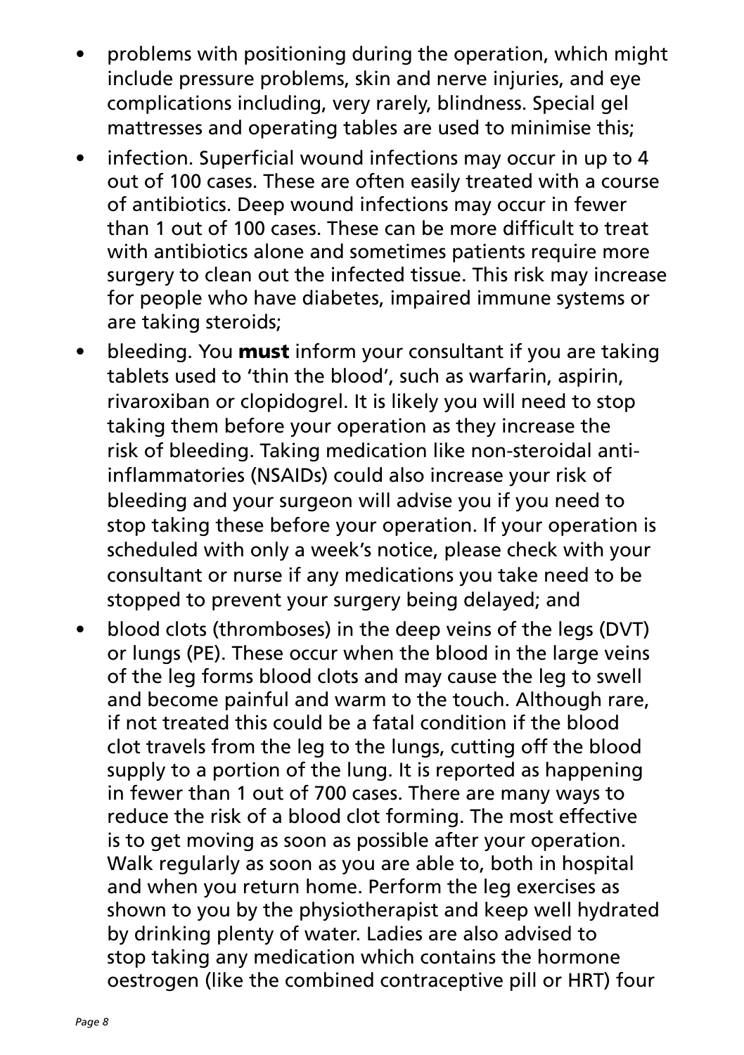- problems with positioning during the operation, which might include pressure problems, skin and nerve injuries, and eye complications including, very rarely, blindness. Special gel mattresses and operating tables are used to minimise this;
- infection. Superficial wound infections may occur in up to 4 out of 100 cases. These are often easily treated with a course of antibiotics. Deep wound infections may occur in fewer than 1 out of 100 cases. These can be more difficult to treat with antibiotics alone and sometimes patients require more surgery to clean out the infected tissue. This risk may increase for people who have diabetes, impaired immune systems or are taking steroids;
- bleeding. You **must** inform your consultant if you are taking tablets used to 'thin the blood', such as warfarin, aspirin, rivaroxiban or clopidogrel. It is likely you will need to stop taking them before your operation as they increase the risk of bleeding. Taking medication like non-steroidal anti-inflammatories (NSAIDs) could also increase your risk of bleeding and your surgeon will advise you if you need to stop taking these before your operation. If your operation is scheduled with only a week's notice, please check with your consultant or nurse if any medications you take need to be stopped to prevent your surgery being delayed; and
- blood clots (thromboses) in the deep veins of the legs (DVT) or lungs (PE). These occur when the blood in the large veins of the leg forms blood clots and may cause the leg to swell and become painful and warm to the touch. Although rare, if not treated this could be a fatal condition if the blood clot travels from the leg to the lungs, cutting off the blood supply to a portion of the lung. It is reported as happening in fewer than 1 out of 700 cases. There are many ways to reduce the risk of a blood clot forming. The most effective is to get moving as soon as possible after your operation. Walk regularly as soon as you are able to, both in hospital and when you return home. Perform the leg exercises as shown to you by the physiotherapist and keep well hydrated by drinking plenty of water. Ladies are also advised to stop taking any medication which contains the hormone oestrogen (like the combined contraceptive pill or HRT) four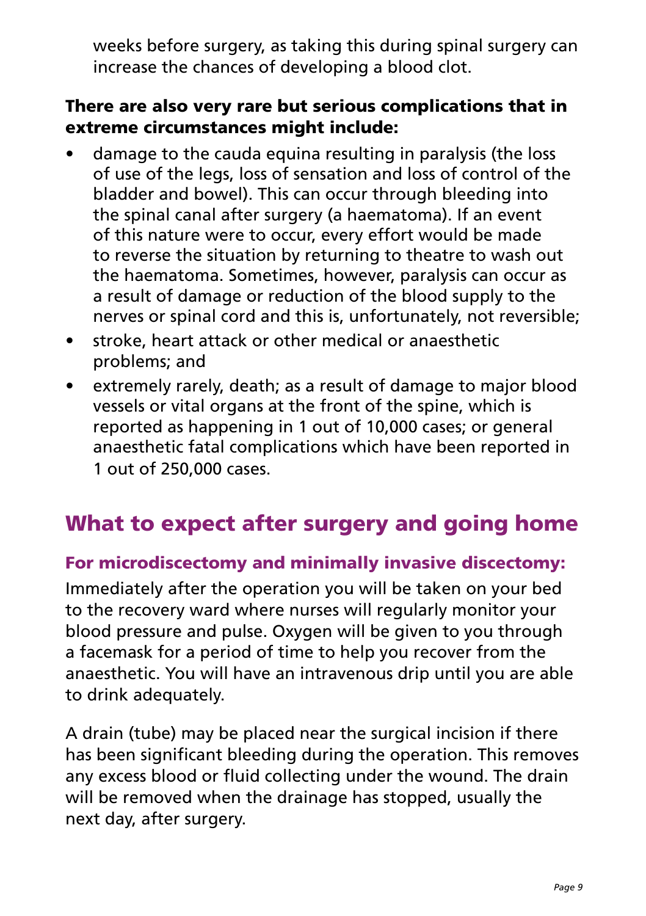weeks before surgery, as taking this during spinal surgery can increase the chances of developing a blood clot.

**There are also very rare but serious complications that in extreme circumstances might include:**

- damage to the cauda equina resulting in paralysis (the loss of use of the legs, loss of sensation and loss of control of the bladder and bowel). This can occur through bleeding into the spinal canal after surgery (a haematoma). If an event of this nature were to occur, every effort would be made to reverse the situation by returning to theatre to wash out the haematoma. Sometimes, however, paralysis can occur as a result of damage or reduction of the blood supply to the nerves or spinal cord and this is, unfortunately, not reversible;
- stroke, heart attack or other medical or anaesthetic problems; and
- extremely rarely, death; as a result of damage to major blood vessels or vital organs at the front of the spine, which is reported as happening in 1 out of 10,000 cases; or general anaesthetic fatal complications which have been reported in 1 out of 250,000 cases.

## What to expect after surgery and going home

### For microdiscectomy and minimally invasive discectomy:

Immediately after the operation you will be taken on your bed to the recovery ward where nurses will regularly monitor your blood pressure and pulse. Oxygen will be given to you through a facemask for a period of time to help you recover from the anaesthetic. You will have an intravenous drip until you are able to drink adequately.

A drain (tube) may be placed near the surgical incision if there has been significant bleeding during the operation. This removes any excess blood or fluid collecting under the wound. The drain will be removed when the drainage has stopped, usually the next day, after surgery.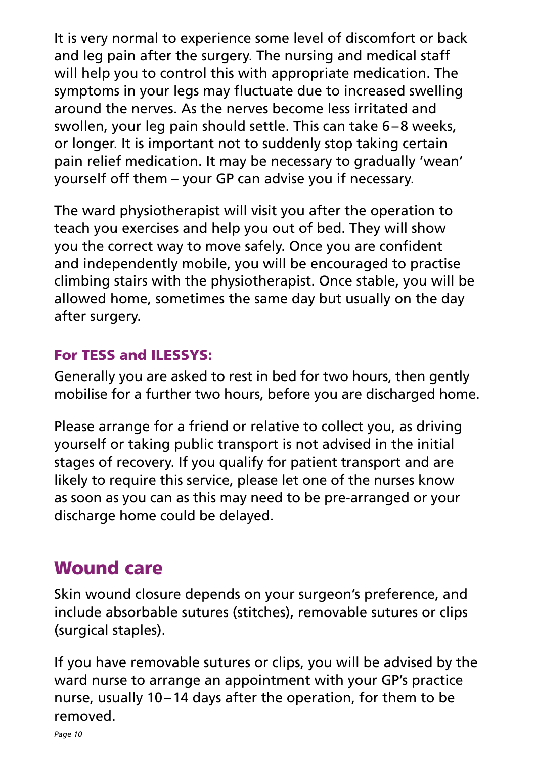It is very normal to experience some level of discomfort or back and leg pain after the surgery. The nursing and medical staff will help you to control this with appropriate medication. The symptoms in your legs may fluctuate due to increased swelling around the nerves. As the nerves become less irritated and swollen, your leg pain should settle. This can take 6–8 weeks, or longer. It is important not to suddenly stop taking certain pain relief medication. It may be necessary to gradually 'wean' yourself off them – your GP can advise you if necessary.

The ward physiotherapist will visit you after the operation to teach you exercises and help you out of bed. They will show you the correct way to move safely. Once you are confident and independently mobile, you will be encouraged to practise climbing stairs with the physiotherapist. Once stable, you will be allowed home, sometimes the same day but usually on the day after surgery.

### For TESS and ILESSYS:

Generally you are asked to rest in bed for two hours, then gently mobilise for a further two hours, before you are discharged home.

Please arrange for a friend or relative to collect you, as driving yourself or taking public transport is not advised in the initial stages of recovery. If you qualify for patient transport and are likely to require this service, please let one of the nurses know as soon as you can as this may need to be pre-arranged or your discharge home could be delayed.

## Wound care

Skin wound closure depends on your surgeon's preference, and include absorbable sutures (stitches), removable sutures or clips (surgical staples).

If you have removable sutures or clips, you will be advised by the ward nurse to arrange an appointment with your GP's practice nurse, usually 10–14 days after the operation, for them to be removed.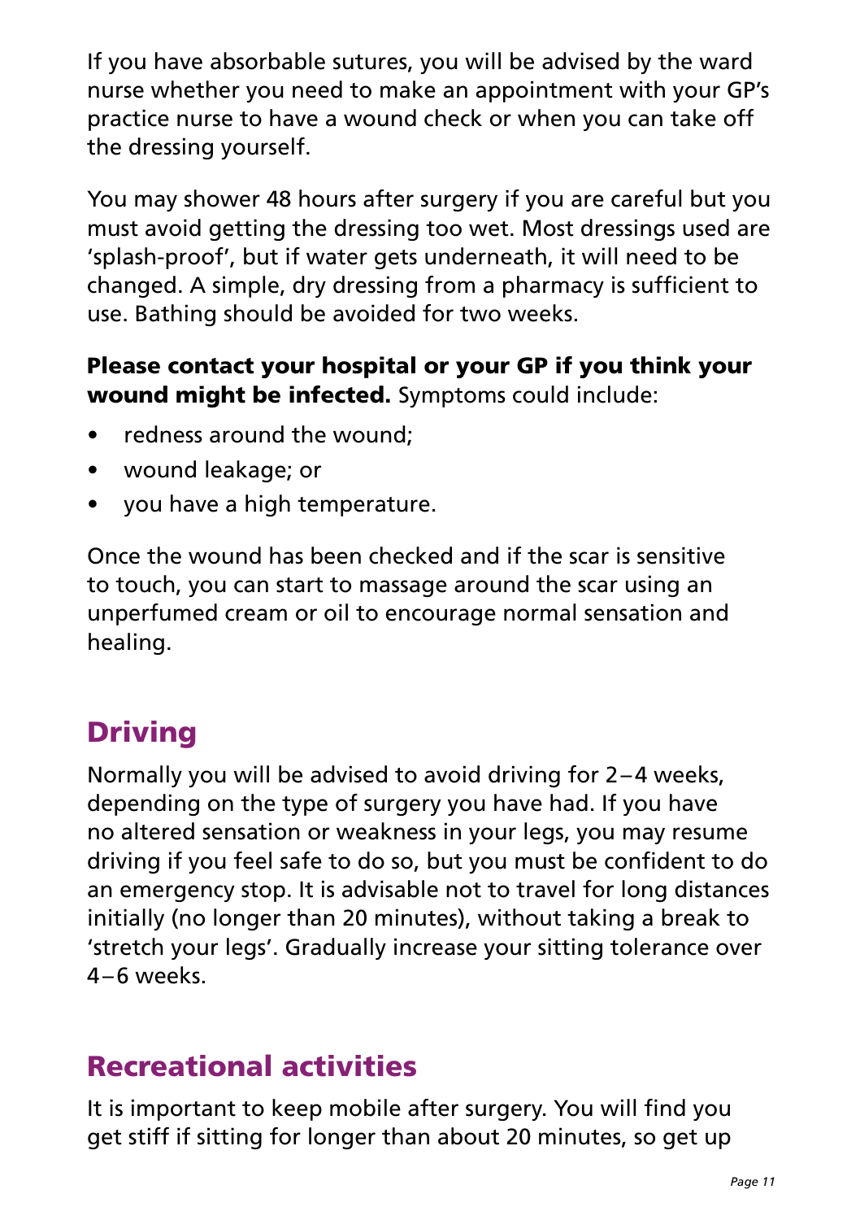If you have absorbable sutures, you will be advised by the ward nurse whether you need to make an appointment with your GP's practice nurse to have a wound check or when you can take off the dressing yourself.

You may shower 48 hours after surgery if you are careful but you must avoid getting the dressing too wet. Most dressings used are 'splash-proof', but if water gets underneath, it will need to be changed. A simple, dry dressing from a pharmacy is sufficient to use. Bathing should be avoided for two weeks.

**Please contact your hospital or your GP if you think your wound might be infected.** Symptoms could include:

- redness around the wound;
- wound leakage; or
- you have a high temperature.

Once the wound has been checked and if the scar is sensitive to touch, you can start to massage around the scar using an unperfumed cream or oil to encourage normal sensation and healing.

## Driving

Normally you will be advised to avoid driving for 2–4 weeks, depending on the type of surgery you have had. If you have no altered sensation or weakness in your legs, you may resume driving if you feel safe to do so, but you must be confident to do an emergency stop. It is advisable not to travel for long distances initially (no longer than 20 minutes), without taking a break to 'stretch your legs'. Gradually increase your sitting tolerance over 4–6 weeks.

## Recreational activities

It is important to keep mobile after surgery. You will find you get stiff if sitting for longer than about 20 minutes, so get up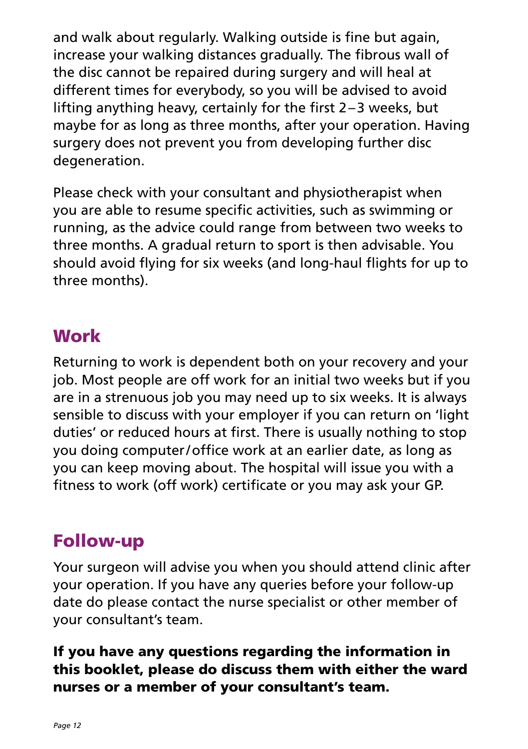and walk about regularly. Walking outside is fine but again, increase your walking distances gradually. The fibrous wall of the disc cannot be repaired during surgery and will heal at different times for everybody, so you will be advised to avoid lifting anything heavy, certainly for the first 2–3 weeks, but maybe for as long as three months, after your operation. Having surgery does not prevent you from developing further disc degeneration.

Please check with your consultant and physiotherapist when you are able to resume specific activities, such as swimming or running, as the advice could range from between two weeks to three months. A gradual return to sport is then advisable. You should avoid flying for six weeks (and long-haul flights for up to three months).

## Work

Returning to work is dependent both on your recovery and your job. Most people are off work for an initial two weeks but if you are in a strenuous job you may need up to six weeks. It is always sensible to discuss with your employer if you can return on 'light duties' or reduced hours at first. There is usually nothing to stop you doing computer/office work at an earlier date, as long as you can keep moving about. The hospital will issue you with a fitness to work (off work) certificate or you may ask your GP.

## Follow-up

Your surgeon will advise you when you should attend clinic after your operation. If you have any queries before your follow-up date do please contact the nurse specialist or other member of your consultant's team.

**If you have any questions regarding the information in this booklet, please do discuss them with either the ward nurses or a member of your consultant's team.**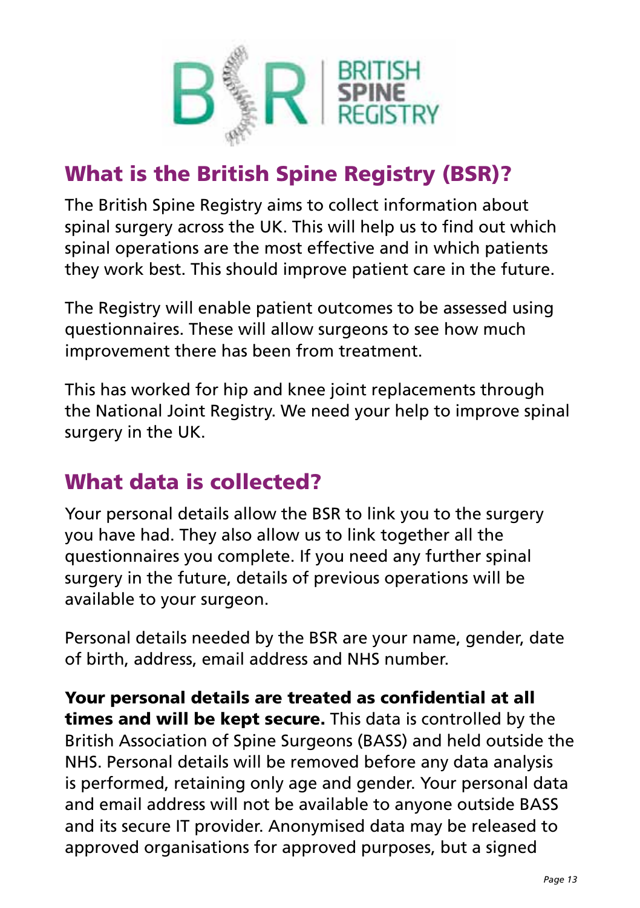## What is the British Spine Registry (BSR)?

The British Spine Registry aims to collect information about spinal surgery across the UK. This will help us to find out which spinal operations are the most effective and in which patients they work best. This should improve patient care in the future.

The Registry will enable patient outcomes to be assessed using questionnaires. These will allow surgeons to see how much improvement there has been from treatment.

This has worked for hip and knee joint replacements through the National Joint Registry. We need your help to improve spinal surgery in the UK.

## What data is collected?

Your personal details allow the BSR to link you to the surgery you have had. They also allow us to link together all the questionnaires you complete. If you need any further spinal surgery in the future, details of previous operations will be available to your surgeon.

Personal details needed by the BSR are your name, gender, date of birth, address, email address and NHS number.

**Your personal details are treated as confidential at all times and will be kept secure.** This data is controlled by the British Association of Spine Surgeons (BASS) and held outside the NHS. Personal details will be removed before any data analysis is performed, retaining only age and gender. Your personal data and email address will not be available to anyone outside BASS and its secure IT provider. Anonymised data may be released to approved organisations for approved purposes, but a signed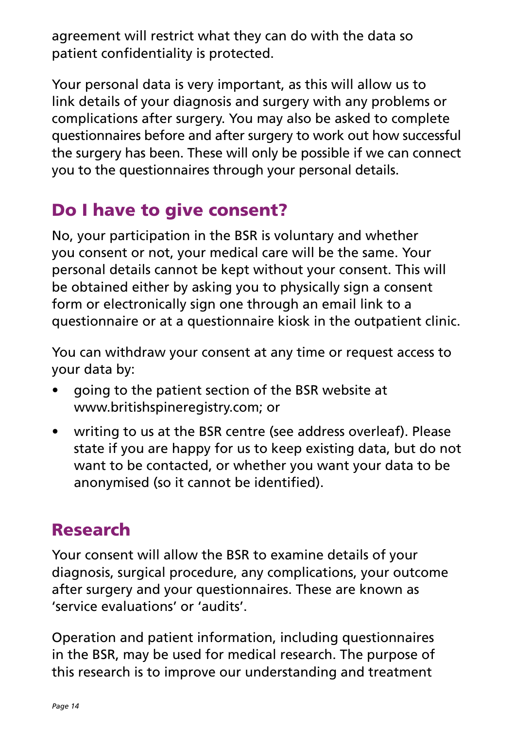agreement will restrict what they can do with the data so patient confidentiality is protected.

Your personal data is very important, as this will allow us to link details of your diagnosis and surgery with any problems or complications after surgery. You may also be asked to complete questionnaires before and after surgery to work out how successful the surgery has been. These will only be possible if we can connect you to the questionnaires through your personal details.

## Do I have to give consent?

No, your participation in the BSR is voluntary and whether you consent or not, your medical care will be the same. Your personal details cannot be kept without your consent. This will be obtained either by asking you to physically sign a consent form or electronically sign one through an email link to a questionnaire or at a questionnaire kiosk in the outpatient clinic.

You can withdraw your consent at any time or request access to your data by:

- going to the patient section of the BSR website at www.britishspineregistry.com; or
- writing to us at the BSR centre (see address overleaf). Please state if you are happy for us to keep existing data, but do not want to be contacted, or whether you want your data to be anonymised (so it cannot be identified).

## Research

Your consent will allow the BSR to examine details of your diagnosis, surgical procedure, any complications, your outcome after surgery and your questionnaires. These are known as 'service evaluations' or 'audits'.

Operation and patient information, including questionnaires in the BSR, may be used for medical research. The purpose of this research is to improve our understanding and treatment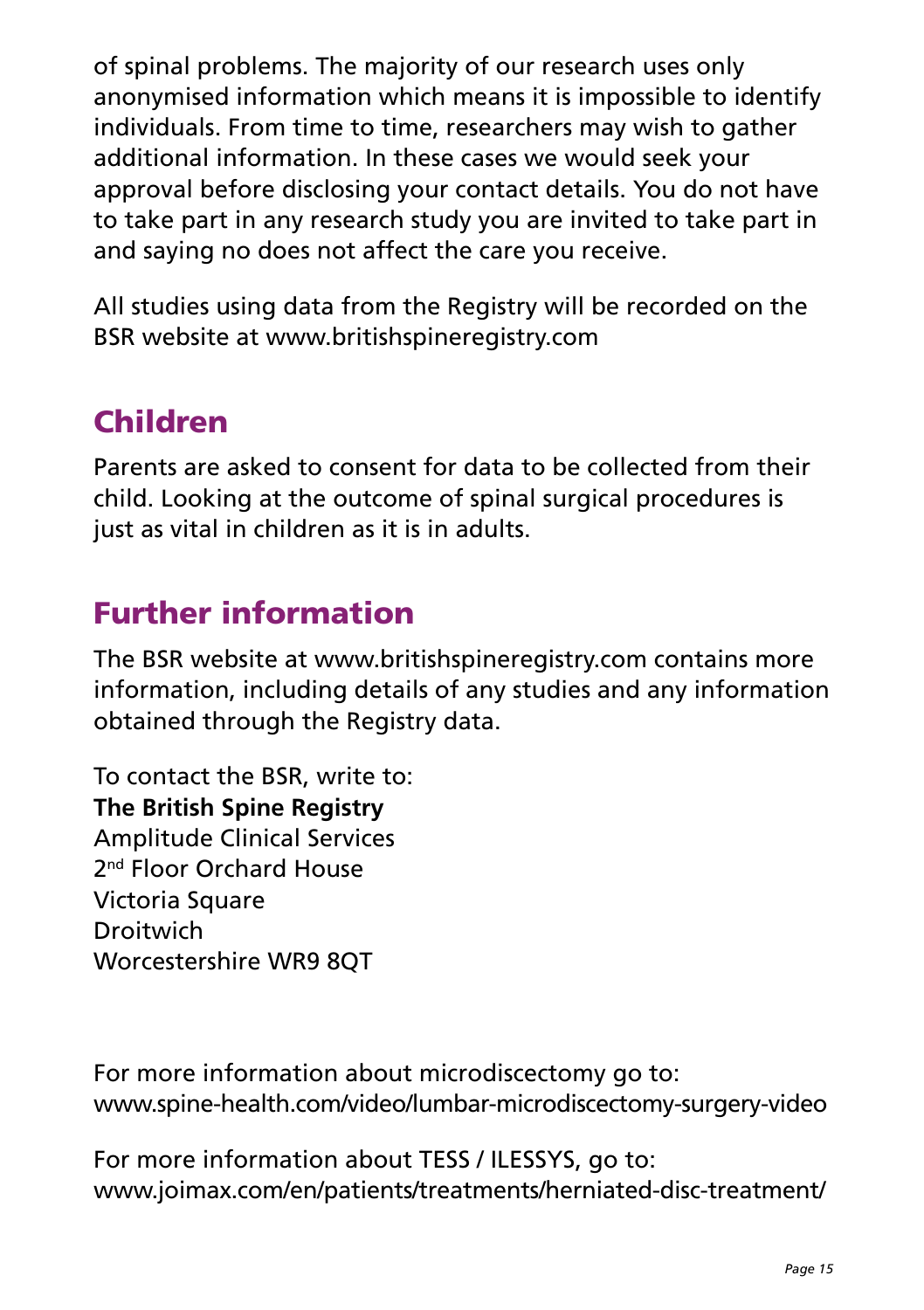of spinal problems. The majority of our research uses only anonymised information which means it is impossible to identify individuals. From time to time, researchers may wish to gather additional information. In these cases we would seek your approval before disclosing your contact details. You do not have to take part in any research study you are invited to take part in and saying no does not affect the care you receive.

All studies using data from the Registry will be recorded on the BSR website at www.britishspineregistry.com

## Children

Parents are asked to consent for data to be collected from their child. Looking at the outcome of spinal surgical procedures is just as vital in children as it is in adults.

## Further information

The BSR website at www.britishspineregistry.com contains more information, including details of any studies and any information obtained through the Registry data.

To contact the BSR, write to:
**The British Spine Registry**
Amplitude Clinical Services
2nd Floor Orchard House
Victoria Square
Droitwich
Worcestershire WR9 8QT

For more information about microdiscectomy go to:
www.spine-health.com/video/lumbar-microdiscectomy-surgery-video

For more information about TESS / ILESSYS, go to:
www.joimax.com/en/patients/treatments/herniated-disc-treatment/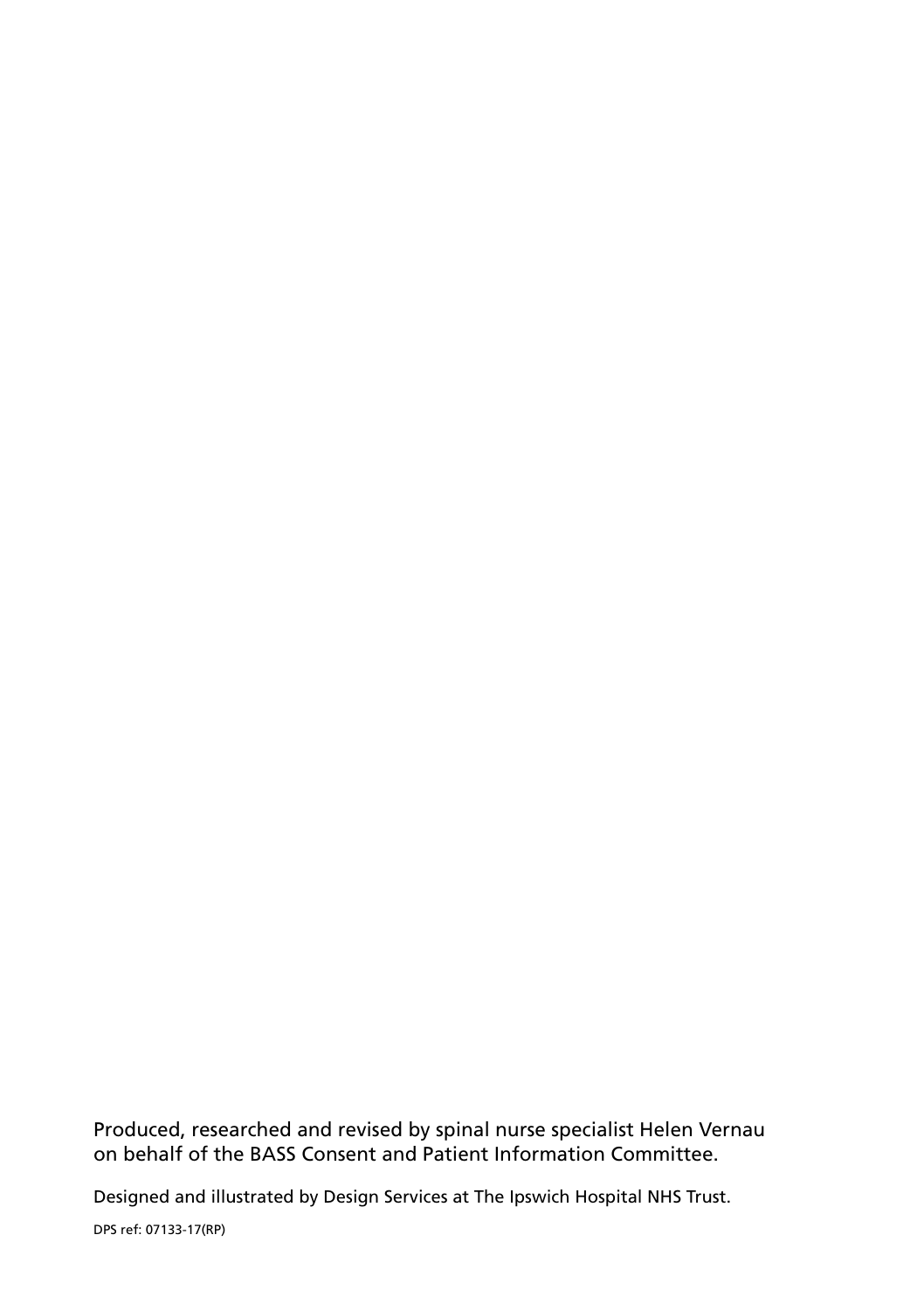Produced, researched and revised by spinal nurse specialist Helen Vernau on behalf of the BASS Consent and Patient Information Committee.

Designed and illustrated by Design Services at The Ipswich Hospital NHS Trust.

DPS ref: 07133-17(RP)